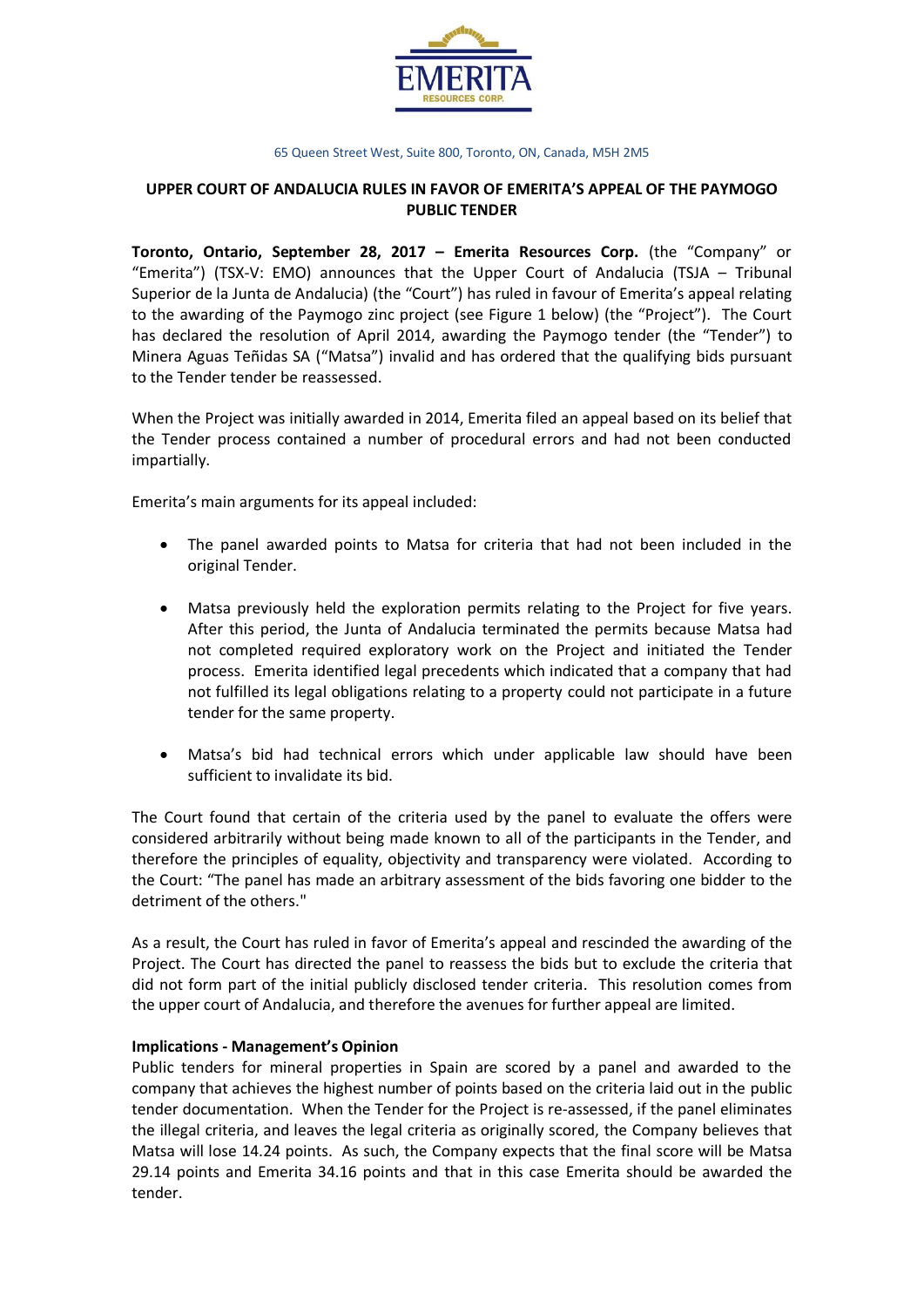EMERITA
RESOURCES CORP.

65 Queen Street West, Suite 800, Toronto, ON, Canada, M5H 2M5

# UPPER COURT OF ANDALUCIA RULES IN FAVOR OF EMERITA'S APPEAL OF THE PAYMOGO PUBLIC TENDER

**Toronto, Ontario, September 28, 2017 – Emerita Resources Corp.** (the "Company" or "Emerita") (TSX-V: EMO) announces that the Upper Court of Andalucia (TSJA – Tribunal Superior de la Junta de Andalucia) (the "Court") has ruled in favour of Emerita's appeal relating to the awarding of the Paymogo zinc project (see Figure 1 below) (the "Project"). The Court has declared the resolution of April 2014, awarding the Paymogo tender (the "Tender") to Minera Aguas Teñidas SA ("Matsa") invalid and has ordered that the qualifying bids pursuant to the Tender tender be reassessed.

When the Project was initially awarded in 2014, Emerita filed an appeal based on its belief that the Tender process contained a number of procedural errors and had not been conducted impartially.

Emerita's main arguments for its appeal included:

- The panel awarded points to Matsa for criteria that had not been included in the original Tender.
- Matsa previously held the exploration permits relating to the Project for five years. After this period, the Junta of Andalucia terminated the permits because Matsa had not completed required exploratory work on the Project and initiated the Tender process. Emerita identified legal precedents which indicated that a company that had not fulfilled its legal obligations relating to a property could not participate in a future tender for the same property.
- Matsa's bid had technical errors which under applicable law should have been sufficient to invalidate its bid.

The Court found that certain of the criteria used by the panel to evaluate the offers were considered arbitrarily without being made known to all of the participants in the Tender, and therefore the principles of equality, objectivity and transparency were violated. According to the Court: "The panel has made an arbitrary assessment of the bids favoring one bidder to the detriment of the others."

As a result, the Court has ruled in favor of Emerita's appeal and rescinded the awarding of the Project. The Court has directed the panel to reassess the bids but to exclude the criteria that did not form part of the initial publicly disclosed tender criteria. This resolution comes from the upper court of Andalucia, and therefore the avenues for further appeal are limited.

**Implications - Management's Opinion**

Public tenders for mineral properties in Spain are scored by a panel and awarded to the company that achieves the highest number of points based on the criteria laid out in the public tender documentation. When the Tender for the Project is re-assessed, if the panel eliminates the illegal criteria, and leaves the legal criteria as originally scored, the Company believes that Matsa will lose 14.24 points. As such, the Company expects that the final score will be Matsa 29.14 points and Emerita 34.16 points and that in this case Emerita should be awarded the tender.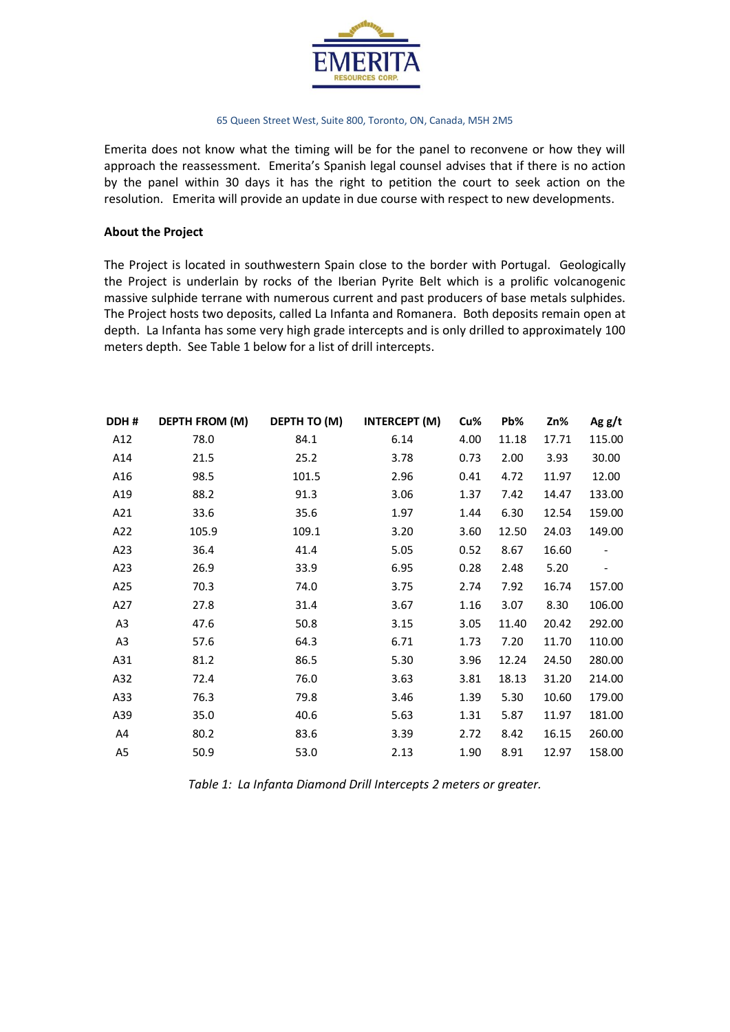Emerita does not know what the timing will be for the panel to reconvene or how they will approach the reassessment. Emerita's Spanish legal counsel advises that if there is no action by the panel within 30 days it has the right to petition the court to seek action on the resolution. Emerita will provide an update in due course with respect to new developments.

**About the Project**

The Project is located in southwestern Spain close to the border with Portugal. Geologically the Project is underlain by rocks of the Iberian Pyrite Belt which is a prolific volcanogenic massive sulphide terrane with numerous current and past producers of base metals sulphides. The Project hosts two deposits, called La Infanta and Romanera. Both deposits remain open at depth. La Infanta has some very high grade intercepts and is only drilled to approximately 100 meters depth. See Table 1 below for a list of drill intercepts.

| DDH # | DEPTH FROM (M) | DEPTH TO (M) | INTERCEPT (M) | Cu% | Pb% | Zn% | Ag g/t |
|---|---|---|---|---|---|---|---|
| A12 | 78.0 | 84.1 | 6.14 | 4.00 | 11.18 | 17.71 | 115.00 |
| A14 | 21.5 | 25.2 | 3.78 | 0.73 | 2.00 | 3.93 | 30.00 |
| A16 | 98.5 | 101.5 | 2.96 | 0.41 | 4.72 | 11.97 | 12.00 |
| A19 | 88.2 | 91.3 | 3.06 | 1.37 | 7.42 | 14.47 | 133.00 |
| A21 | 33.6 | 35.6 | 1.97 | 1.44 | 6.30 | 12.54 | 159.00 |
| A22 | 105.9 | 109.1 | 3.20 | 3.60 | 12.50 | 24.03 | 149.00 |
| A23 | 36.4 | 41.4 | 5.05 | 0.52 | 8.67 | 16.60 | - |
| A23 | 26.9 | 33.9 | 6.95 | 0.28 | 2.48 | 5.20 | - |
| A25 | 70.3 | 74.0 | 3.75 | 2.74 | 7.92 | 16.74 | 157.00 |
| A27 | 27.8 | 31.4 | 3.67 | 1.16 | 3.07 | 8.30 | 106.00 |
| A3 | 47.6 | 50.8 | 3.15 | 3.05 | 11.40 | 20.42 | 292.00 |
| A3 | 57.6 | 64.3 | 6.71 | 1.73 | 7.20 | 11.70 | 110.00 |
| A31 | 81.2 | 86.5 | 5.30 | 3.96 | 12.24 | 24.50 | 280.00 |
| A32 | 72.4 | 76.0 | 3.63 | 3.81 | 18.13 | 31.20 | 214.00 |
| A33 | 76.3 | 79.8 | 3.46 | 1.39 | 5.30 | 10.60 | 179.00 |
| A39 | 35.0 | 40.6 | 5.63 | 1.31 | 5.87 | 11.97 | 181.00 |
| A4 | 80.2 | 83.6 | 3.39 | 2.72 | 8.42 | 16.15 | 260.00 |
| A5 | 50.9 | 53.0 | 2.13 | 1.90 | 8.91 | 12.97 | 158.00 |

*Table 1: La Infanta Diamond Drill Intercepts 2 meters or greater.*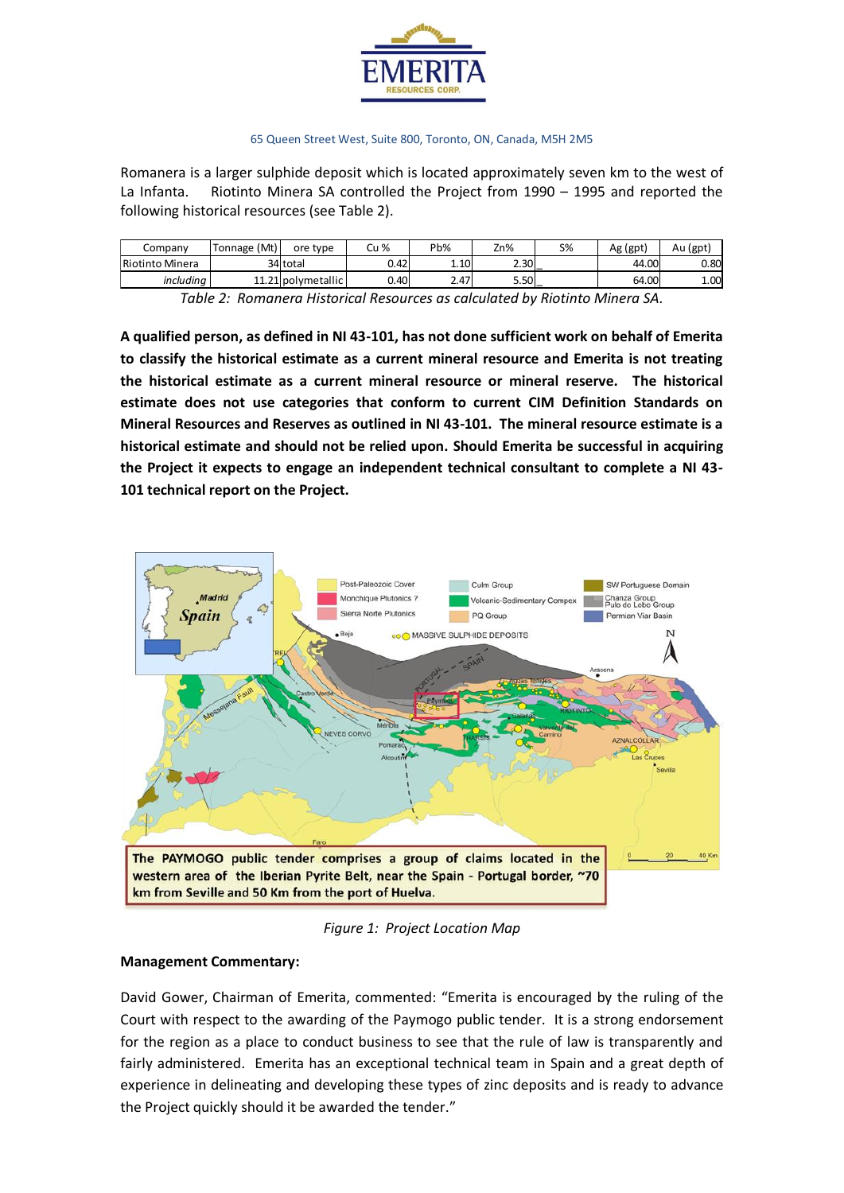Romanera is a larger sulphide deposit which is located approximately seven km to the west of La Infanta. Riotinto Minera SA controlled the Project from 1990 – 1995 and reported the following historical resources (see Table 2).

| Company | Tonnage (Mt) | ore type | Cu % | Pb% | Zn% | S% | Ag (gpt) | Au (gpt) |
|---|---|---|---|---|---|---|---|---|
| Riotinto Minera | 34 | total | 0.42 | 1.10 | 2.30 | _ | 44.00 | 0.80 |
| *including* | 11.21 | polymetallic | 0.40 | 2.47 | 5.50 | _ | 64.00 | 1.00 |

*Table 2: Romanera Historical Resources as calculated by Riotinto Minera SA.*

**A qualified person, as defined in NI 43-101, has not done sufficient work on behalf of Emerita to classify the historical estimate as a current mineral resource and Emerita is not treating the historical estimate as a current mineral resource or mineral reserve. The historical estimate does not use categories that conform to current CIM Definition Standards on Mineral Resources and Reserves as outlined in NI 43-101. The mineral resource estimate is a historical estimate and should not be relied upon. Should Emerita be successful in acquiring the Project it expects to engage an independent technical consultant to complete a NI 43-101 technical report on the Project.**

*Figure 1: Project Location Map*

**Management Commentary:**

David Gower, Chairman of Emerita, commented: "Emerita is encouraged by the ruling of the Court with respect to the awarding of the Paymogo public tender. It is a strong endorsement for the region as a place to conduct business to see that the rule of law is transparently and fairly administered. Emerita has an exceptional technical team in Spain and a great depth of experience in delineating and developing these types of zinc deposits and is ready to advance the Project quickly should it be awarded the tender."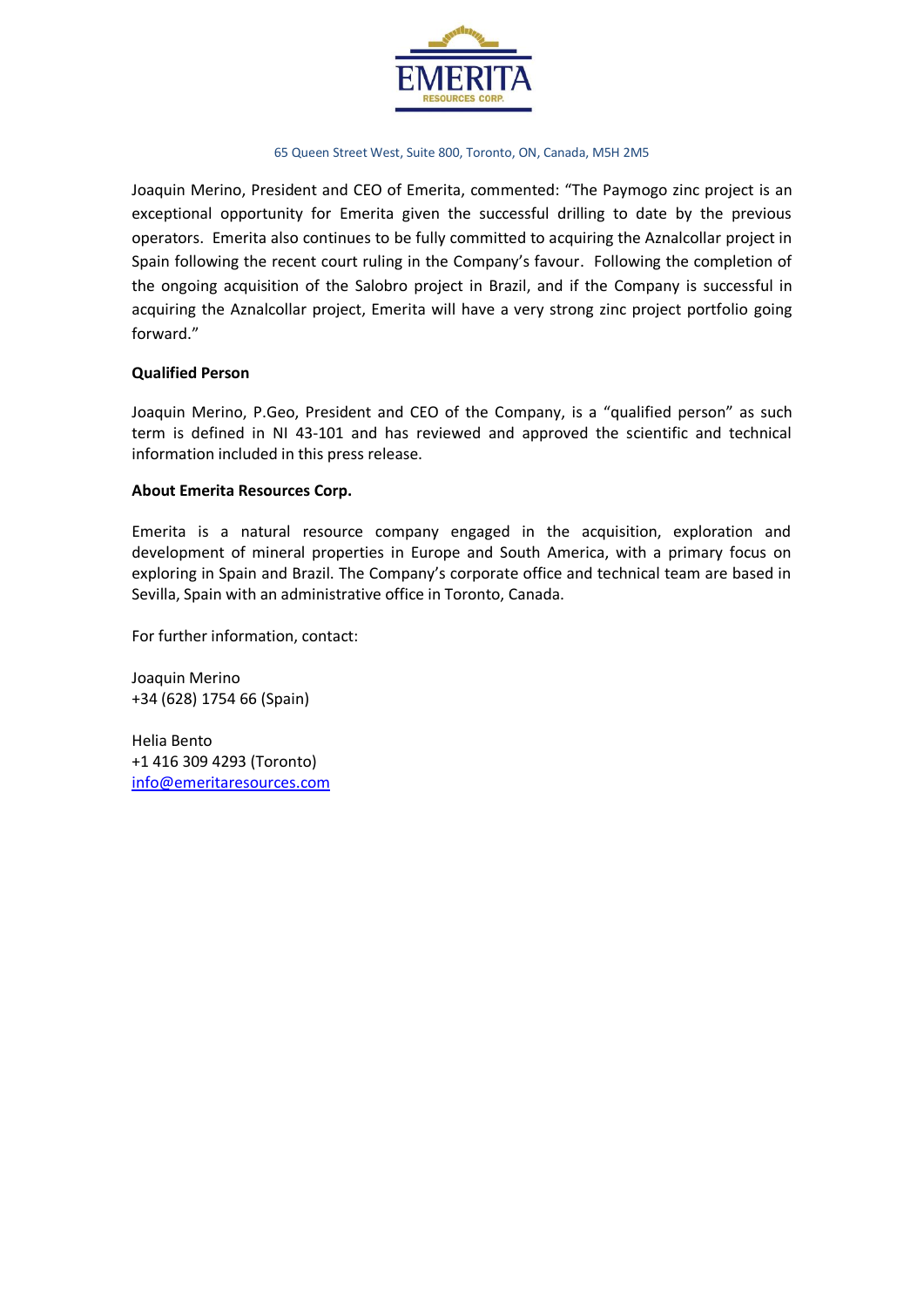Joaquin Merino, President and CEO of Emerita, commented: "The Paymogo zinc project is an exceptional opportunity for Emerita given the successful drilling to date by the previous operators. Emerita also continues to be fully committed to acquiring the Aznalcollar project in Spain following the recent court ruling in the Company's favour. Following the completion of the ongoing acquisition of the Salobro project in Brazil, and if the Company is successful in acquiring the Aznalcollar project, Emerita will have a very strong zinc project portfolio going forward."

**Qualified Person**

Joaquin Merino, P.Geo, President and CEO of the Company, is a "qualified person" as such term is defined in NI 43-101 and has reviewed and approved the scientific and technical information included in this press release.

**About Emerita Resources Corp.**

Emerita is a natural resource company engaged in the acquisition, exploration and development of mineral properties in Europe and South America, with a primary focus on exploring in Spain and Brazil. The Company's corporate office and technical team are based in Sevilla, Spain with an administrative office in Toronto, Canada.

For further information, contact:

Joaquin Merino
+34 (628) 1754 66 (Spain)

Helia Bento
+1 416 309 4293 (Toronto)
info@emeritaresources.com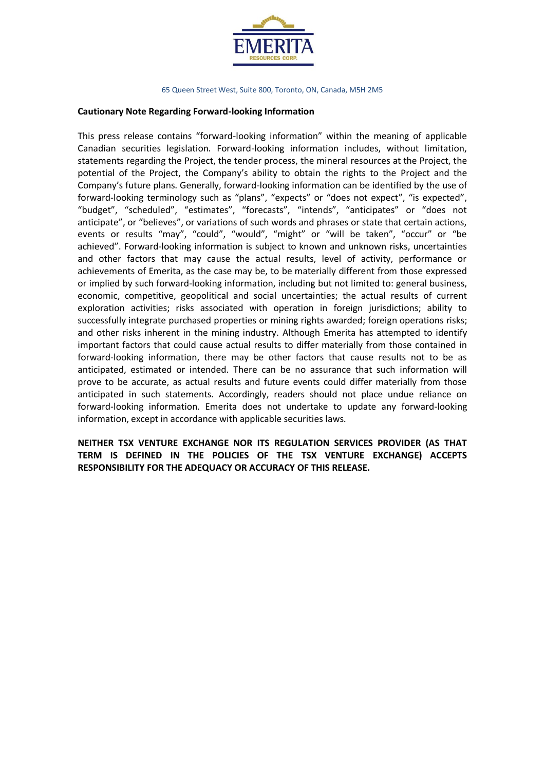65 Queen Street West, Suite 800, Toronto, ON, Canada, M5H 2M5

**Cautionary Note Regarding Forward-looking Information**

This press release contains "forward-looking information" within the meaning of applicable Canadian securities legislation. Forward-looking information includes, without limitation, statements regarding the Project, the tender process, the mineral resources at the Project, the potential of the Project, the Company's ability to obtain the rights to the Project and the Company's future plans. Generally, forward-looking information can be identified by the use of forward-looking terminology such as "plans", "expects" or "does not expect", "is expected", "budget", "scheduled", "estimates", "forecasts", "intends", "anticipates" or "does not anticipate", or "believes", or variations of such words and phrases or state that certain actions, events or results "may", "could", "would", "might" or "will be taken", "occur" or "be achieved". Forward-looking information is subject to known and unknown risks, uncertainties and other factors that may cause the actual results, level of activity, performance or achievements of Emerita, as the case may be, to be materially different from those expressed or implied by such forward-looking information, including but not limited to: general business, economic, competitive, geopolitical and social uncertainties; the actual results of current exploration activities; risks associated with operation in foreign jurisdictions; ability to successfully integrate purchased properties or mining rights awarded; foreign operations risks; and other risks inherent in the mining industry. Although Emerita has attempted to identify important factors that could cause actual results to differ materially from those contained in forward-looking information, there may be other factors that cause results not to be as anticipated, estimated or intended. There can be no assurance that such information will prove to be accurate, as actual results and future events could differ materially from those anticipated in such statements. Accordingly, readers should not place undue reliance on forward-looking information. Emerita does not undertake to update any forward-looking information, except in accordance with applicable securities laws.

**NEITHER TSX VENTURE EXCHANGE NOR ITS REGULATION SERVICES PROVIDER (AS THAT TERM IS DEFINED IN THE POLICIES OF THE TSX VENTURE EXCHANGE) ACCEPTS RESPONSIBILITY FOR THE ADEQUACY OR ACCURACY OF THIS RELEASE.**